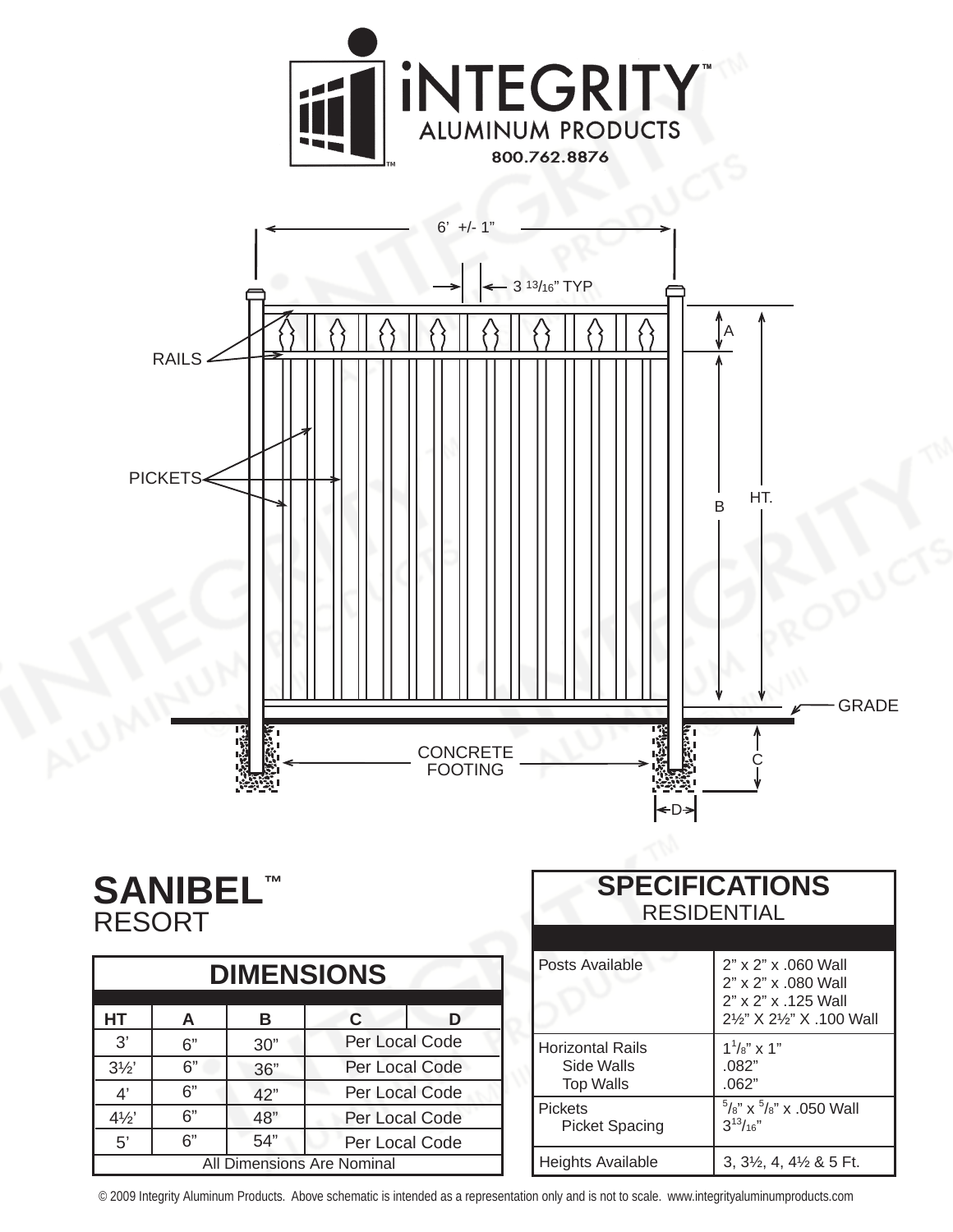iNTEGRITY™
ALUMINUM PRODUCTS
800.762.8876

6' +/- 1"

3 13/16" TYP

RAILS

PICKETS

A

B

HT.

GRADE

CONCRETE FOOTING

C

D

# SANIBEL™
RESORT

| DIMENSIONS | | | | |
|---|---|---|---|---|
| HT | A | B | C | D |
| 3' | 6" | 30" | Per Local Code | |
| 3½' | 6" | 36" | Per Local Code | |
| 4' | 6" | 42" | Per Local Code | |
| 4½' | 6" | 48" | Per Local Code | |
| 5' | 6" | 54" | Per Local Code | |
| All Dimensions Are Nominal | | | | |

| SPECIFICATIONS RESIDENTIAL | |
|---|---|
| Posts Available | 2" x 2" x .060 Wall<br>2" x 2" x .080 Wall<br>2" x 2" x .125 Wall<br>2½" X 2½" X .100 Wall |
| Horizontal Rails<br>Side Walls<br>Top Walls | 1 1/8" x 1"<br>.082"<br>.062" |
| Pickets<br>Picket Spacing | 5/8" x 5/8" x .050 Wall<br>3 13/16" |
| Heights Available | 3, 3½, 4, 4½ & 5 Ft. |

© 2009 Integrity Aluminum Products. Above schematic is intended as a representation only and is not to scale. www.integrityaluminumproducts.com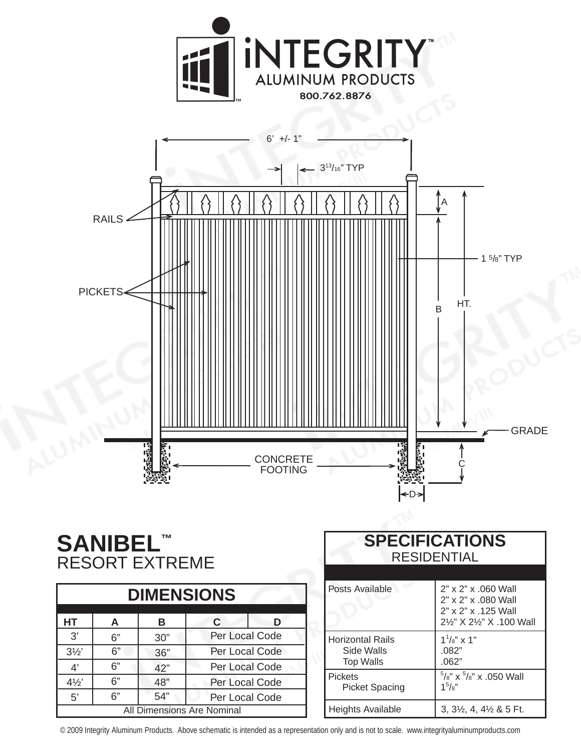iNTEGRITY™

ALUMINUM PRODUCTS

800.762.8876

6' +/- 1"

$3^{13}/_{16}$" TYP

RAILS

PICKETS

A

$1\ ^5/_8$" TYP

B

HT.

GRADE

CONCRETE FOOTING

C

D

# SANIBEL™

## RESORT EXTREME

| DIMENSIONS | | | | |
|---|---|---|---|---|
| HT | A | B | C | D |
| 3' | 6" | 30" | Per Local Code | |
| 3½' | 6" | 36" | Per Local Code | |
| 4' | 6" | 42" | Per Local Code | |
| 4½' | 6" | 48" | Per Local Code | |
| 5' | 6" | 54" | Per Local Code | |
| All Dimensions Are Nominal | | | | |

## SPECIFICATIONS

RESIDENTIAL

| | |
|---|---|
| Posts Available | 2" x 2" x .060 Wall<br>2" x 2" x .080 Wall<br>2" x 2" x .125 Wall<br>2½" X 2½" X .100 Wall |
| Horizontal Rails<br>Side Walls<br>Top Walls | $1^1/_8$" x 1"<br>.082"<br>.062" |
| Pickets<br>Picket Spacing | $^5/_8$" x $^5/_8$" x .050 Wall<br>$1^5/_8$" |
| Heights Available | 3, 3½, 4, 4½ & 5 Ft. |

© 2009 Integrity Aluminum Products. Above schematic is intended as a representation only and is not to scale. www.integrityaluminumproducts.com